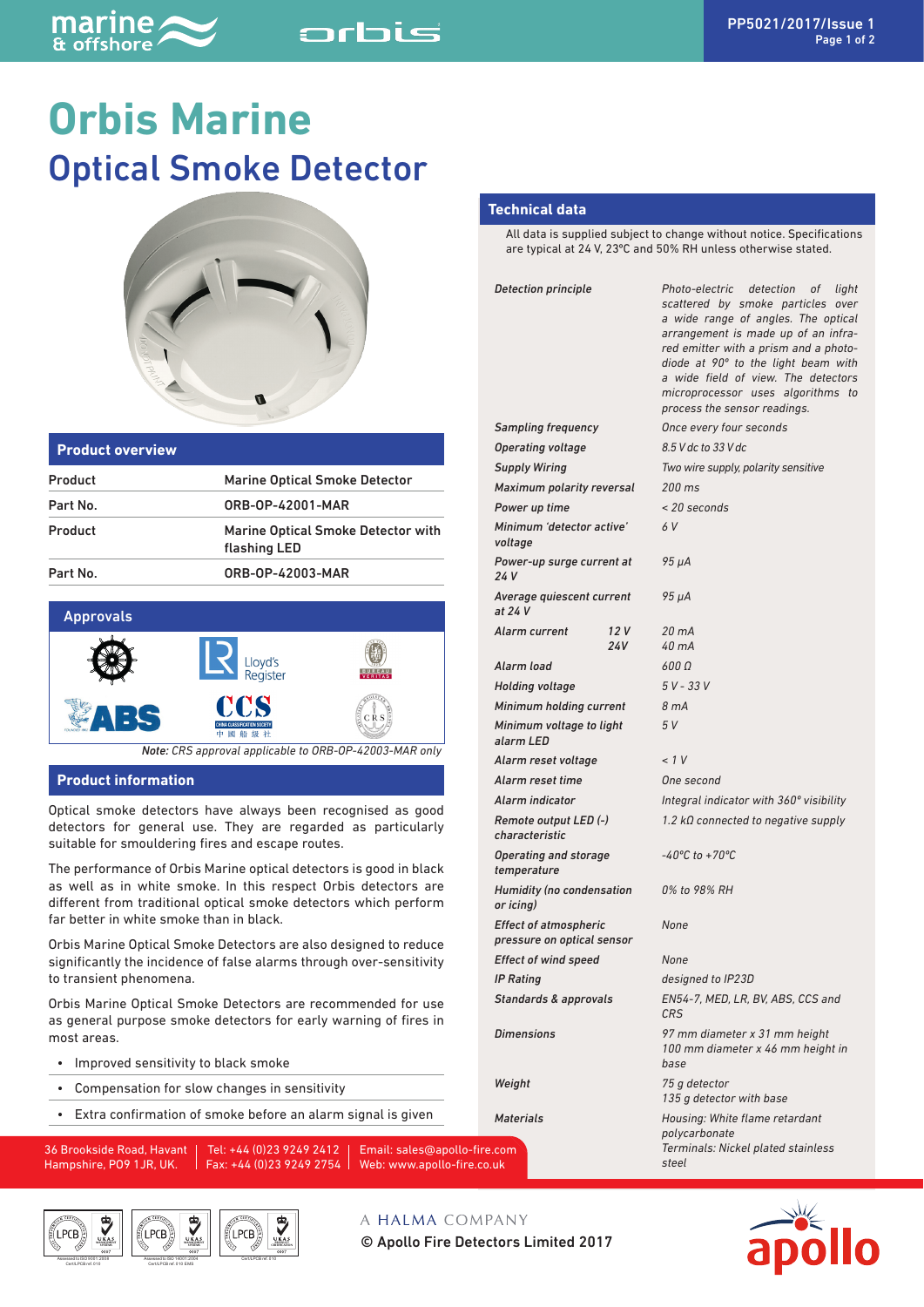# Orbis Marine

## Optical Smoke Detector

### Product overview

| Product | Marine Optical Smoke Detector |
|---|---|
| Part No. | ORB-OP-42001-MAR |
| Product | Marine Optical Smoke Detector with flashing LED |
| Part No. | ORB-OP-42003-MAR |

### Approvals

*Note: CRS approval applicable to ORB-OP-42003-MAR only*

### Product information

Optical smoke detectors have always been recognised as good detectors for general use. They are regarded as particularly suitable for smouldering fires and escape routes.

The performance of Orbis Marine optical detectors is good in black as well as in white smoke. In this respect Orbis detectors are different from traditional optical smoke detectors which perform far better in white smoke than in black.

Orbis Marine Optical Smoke Detectors are also designed to reduce significantly the incidence of false alarms through over-sensitivity to transient phenomena.

Orbis Marine Optical Smoke Detectors are recommended for use as general purpose smoke detectors for early warning of fires in most areas.

- Improved sensitivity to black smoke
- Compensation for slow changes in sensitivity
- Extra confirmation of smoke before an alarm signal is given

### Technical data

All data is supplied subject to change without notice. Specifications are typical at 24 V, 23°C and 50% RH unless otherwise stated.

| | |
|---|---|
| *Detection principle* | *Photo-electric detection of light scattered by smoke particles over a wide range of angles. The optical arrangement is made up of an infra-red emitter with a prism and a photo-diode at 90° to the light beam with a wide field of view. The detectors microprocessor uses algorithms to process the sensor readings.* |
| *Sampling frequency* | *Once every four seconds* |
| *Operating voltage* | *8.5 V dc to 33 V dc* |
| *Supply Wiring* | *Two wire supply, polarity sensitive* |
| *Maximum polarity reversal* | *200 ms* |
| *Power up time* | *< 20 seconds* |
| *Minimum 'detector active' voltage* | *6 V* |
| *Power-up surge current at 24 V* | *95 μA* |
| *Average quiescent current at 24 V* | *95 μA* |
| *Alarm current 12 V / 24V* | *20 mA / 40 mA* |
| *Alarm load* | *600 Ω* |
| *Holding voltage* | *5 V - 33 V* |
| *Minimum holding current* | *8 mA* |
| *Minimum voltage to light alarm LED* | *5 V* |
| *Alarm reset voltage* | *< 1 V* |
| *Alarm reset time* | *One second* |
| *Alarm indicator* | *Integral indicator with 360° visibility* |
| *Remote output LED (-) characteristic* | *1.2 kΩ connected to negative supply* |
| *Operating and storage temperature* | *-40°C to +70°C* |
| *Humidity (no condensation or icing)* | *0% to 98% RH* |
| *Effect of atmospheric pressure on optical sensor* | *None* |
| *Effect of wind speed* | *None* |
| *IP Rating* | *designed to IP23D* |
| *Standards & approvals* | *EN54-7, MED, LR, BV, ABS, CCS and CRS* |
| *Dimensions* | *97 mm diameter x 31 mm height<br>100 mm diameter x 46 mm height in base* |
| *Weight* | *75 g detector<br>135 g detector with base* |
| *Materials* | *Housing: White flame retardant polycarbonate<br>Terminals: Nickel plated stainless steel* |

36 Brookside Road, Havant Hampshire, PO9 1JR, UK. | Tel: +44 (0)23 9249 2412 Fax: +44 (0)23 9249 2754 | Email: sales@apollo-fire.com Web: www.apollo-fire.co.uk

A HALMA COMPANY

© Apollo Fire Detectors Limited 2017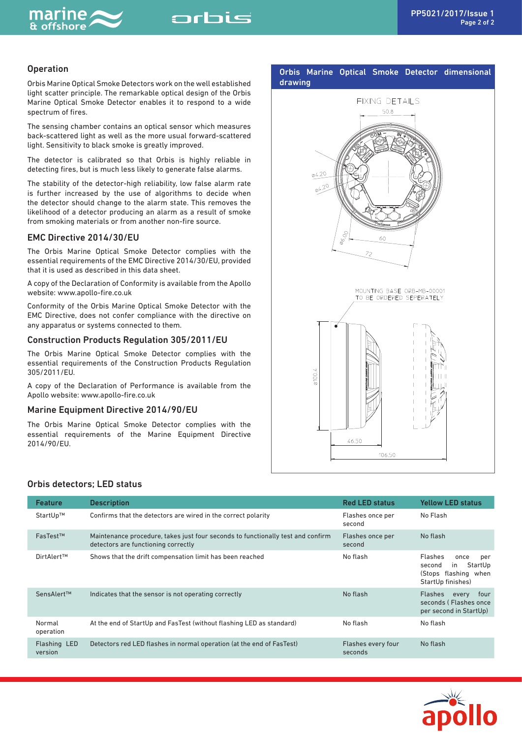## Operation

Orbis Marine Optical Smoke Detectors work on the well established light scatter principle. The remarkable optical design of the Orbis Marine Optical Smoke Detector enables it to respond to a wide spectrum of fires.

The sensing chamber contains an optical sensor which measures back-scattered light as well as the more usual forward-scattered light. Sensitivity to black smoke is greatly improved.

The detector is calibrated so that Orbis is highly reliable in detecting fires, but is much less likely to generate false alarms.

The stability of the detector-high reliability, low false alarm rate is further increased by the use of algorithms to decide when the detector should change to the alarm state. This removes the likelihood of a detector producing an alarm as a result of smoke from smoking materials or from another non-fire source.

## EMC Directive 2014/30/EU

The Orbis Marine Optical Smoke Detector complies with the essential requirements of the EMC Directive 2014/30/EU, provided that it is used as described in this data sheet.

A copy of the Declaration of Conformity is available from the Apollo website: www.apollo-fire.co.uk

Conformity of the Orbis Marine Optical Smoke Detector with the EMC Directive, does not confer compliance with the directive on any apparatus or systems connected to them.

## Construction Products Regulation 305/2011/EU

The Orbis Marine Optical Smoke Detector complies with the essential requirements of the Construction Products Regulation 305/2011/EU.

A copy of the Declaration of Performance is available from the Apollo website: www.apollo-fire.co.uk

## Marine Equipment Directive 2014/90/EU

The Orbis Marine Optical Smoke Detector complies with the essential requirements of the Marine Equipment Directive 2014/90/EU.

## Orbis Marine Optical Smoke Detector dimensional drawing

FIXING DETAILS

50.8

ø4.20

ø4.20

ø6.00

60

72

COM

IN

OUT

MOUNTING BASE ORB-MB-00001
TO BE ORDERED SEPERATELY

ø100.4

46.50

106.50

## Orbis detectors; LED status

| Feature | Description | Red LED status | Yellow LED status |
|---|---|---|---|
| StartUp™ | Confirms that the detectors are wired in the correct polarity | Flashes once per second | No Flash |
| FasTest™ | Maintenance procedure, takes just four seconds to functionally test and confirm detectors are functioning correctly | Flashes once per second | No flash |
| DirtAlert™ | Shows that the drift compensation limit has been reached | No flash | Flashes once per second in StartUp (Stops flashing when StartUp finishes) |
| SensAlert™ | Indicates that the sensor is not operating correctly | No flash | Flashes every four seconds ( Flashes once per second in StartUp) |
| Normal operation | At the end of StartUp and FasTest (without flashing LED as standard) | No flash | No flash |
| Flashing LED version | Detectors red LED flashes in normal operation (at the end of FasTest) | Flashes every four seconds | No flash |